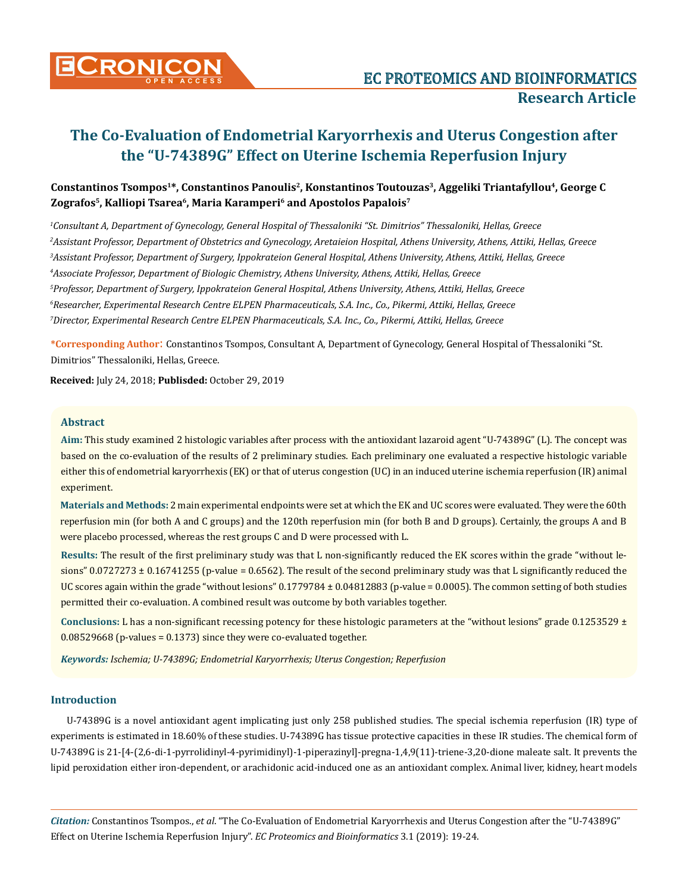# The Co-Evaluation of Endometrial Karyorrhexis and Uterus Congestion after the "U-74389G" Effect on Uterine Ischemia Reperfusion Injury

**Constantinos Tsompos[1]*, Constantinos Panoulis[2], Konstantinos Toutouzas[3], Aggeliki Triantafyllou[4], George C Zografos[5], Kalliopi Tsarea[6], Maria Karamperi[6] and Apostolos Papalois[7]**

*[1]Consultant A, Department of Gynecology, General Hospital of Thessaloniki "St. Dimitrios" Thessaloniki, Hellas, Greece*

*[2]Assistant Professor, Department of Obstetrics and Gynecology, Aretaieion Hospital, Athens University, Athens, Attiki, Hellas, Greece*

*[3]Assistant Professor, Department of Surgery, Ippokrateion General Hospital, Athens University, Athens, Attiki, Hellas, Greece*

*[4]Associate Professor, Department of Biologic Chemistry, Athens University, Athens, Attiki, Hellas, Greece*

*[5]Professor, Department of Surgery, Ippokrateion General Hospital, Athens University, Athens, Attiki, Hellas, Greece*

*[6]Researcher, Experimental Research Centre ELPEN Pharmaceuticals, S.A. Inc., Co., Pikermi, Attiki, Hellas, Greece*

*[7]Director, Experimental Research Centre ELPEN Pharmaceuticals, S.A. Inc., Co., Pikermi, Attiki, Hellas, Greece*

**\*Corresponding Author:** Constantinos Tsompos, Consultant A, Department of Gynecology, General Hospital of Thessaloniki "St. Dimitrios" Thessaloniki, Hellas, Greece.

**Received:** July 24, 2018; **Publisded:** October 29, 2019

## Abstract

**Aim:** This study examined 2 histologic variables after process with the antioxidant lazaroid agent "U-74389G" (L). The concept was based on the co-evaluation of the results of 2 preliminary studies. Each preliminary one evaluated a respective histologic variable either this of endometrial karyorrhexis (EK) or that of uterus congestion (UC) in an induced uterine ischemia reperfusion (IR) animal experiment.

**Materials and Methods:** 2 main experimental endpoints were set at which the EK and UC scores were evaluated. They were the 60th reperfusion min (for both A and C groups) and the 120th reperfusion min (for both B and D groups). Certainly, the groups A and B were placebo processed, whereas the rest groups C and D were processed with L.

**Results:** The result of the first preliminary study was that L non-significantly reduced the EK scores within the grade "without lesions" 0.0727273 ± 0.16741255 (p-value = 0.6562). The result of the second preliminary study was that L significantly reduced the UC scores again within the grade "without lesions" 0.1779784 ± 0.04812883 (p-value = 0.0005). The common setting of both studies permitted their co-evaluation. A combined result was outcome by both variables together.

**Conclusions:** L has a non-significant recessing potency for these histologic parameters at the "without lesions" grade 0.1253529 ± 0.08529668 (p-values = 0.1373) since they were co-evaluated together.

***Keywords:*** *Ischemia; U-74389G; Endometrial Karyorrhexis; Uterus Congestion; Reperfusion*

## Introduction

U-74389G is a novel antioxidant agent implicating just only 258 published studies. The special ischemia reperfusion (IR) type of experiments is estimated in 18.60% of these studies. U-74389G has tissue protective capacities in these IR studies. The chemical form of U-74389G is 21-[4-(2,6-di-1-pyrrolidinyl-4-pyrimidinyl)-1-piperazinyl]-pregna-1,4,9(11)-triene-3,20-dione maleate salt. It prevents the lipid peroxidation either iron-dependent, or arachidonic acid-induced one as an antioxidant complex. Animal liver, kidney, heart models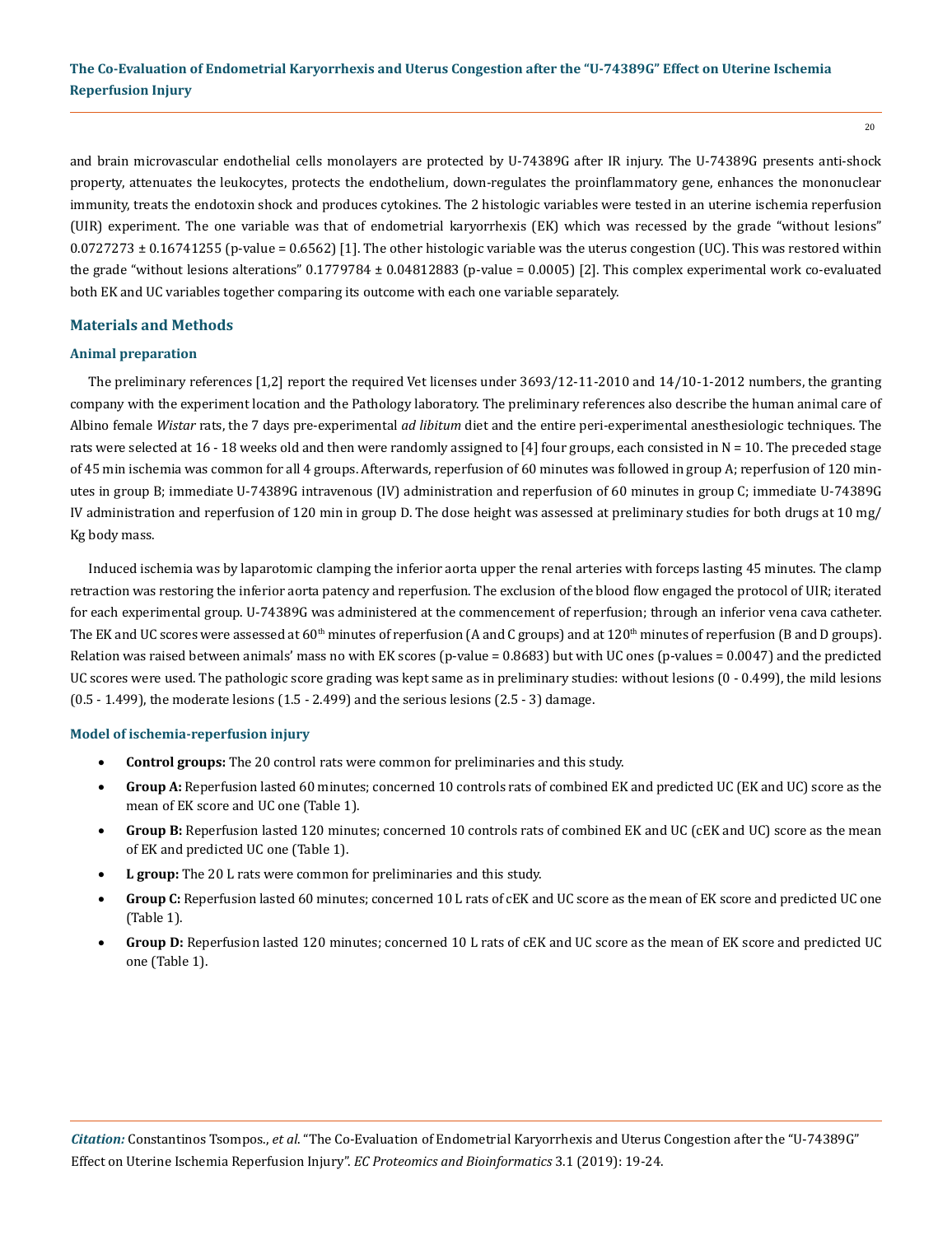and brain microvascular endothelial cells monolayers are protected by U-74389G after IR injury. The U-74389G presents anti-shock property, attenuates the leukocytes, protects the endothelium, down-regulates the proinflammatory gene, enhances the mononuclear immunity, treats the endotoxin shock and produces cytokines. The 2 histologic variables were tested in an uterine ischemia reperfusion (UIR) experiment. The one variable was that of endometrial karyorrhexis (EK) which was recessed by the grade "without lesions" $0.0727273 \pm 0.16741255$ (p-value = 0.6562) [1]. The other histologic variable was the uterus congestion (UC). This was restored within the grade "without lesions alterations" $0.1779784 \pm 0.04812883$ (p-value = 0.0005) [2]. This complex experimental work co-evaluated both EK and UC variables together comparing its outcome with each one variable separately.

## Materials and Methods

### Animal preparation

The preliminary references [1,2] report the required Vet licenses under 3693/12-11-2010 and 14/10-1-2012 numbers, the granting company with the experiment location and the Pathology laboratory. The preliminary references also describe the human animal care of Albino female *Wistar* rats, the 7 days pre-experimental *ad libitum* diet and the entire peri-experimental anesthesiologic techniques. The rats were selected at 16 - 18 weeks old and then were randomly assigned to [4] four groups, each consisted in N = 10. The preceded stage of 45 min ischemia was common for all 4 groups. Afterwards, reperfusion of 60 minutes was followed in group A; reperfusion of 120 minutes in group B; immediate U-74389G intravenous (IV) administration and reperfusion of 60 minutes in group C; immediate U-74389G IV administration and reperfusion of 120 min in group D. The dose height was assessed at preliminary studies for both drugs at 10 mg/Kg body mass.

Induced ischemia was by laparotomic clamping the inferior aorta upper the renal arteries with forceps lasting 45 minutes. The clamp retraction was restoring the inferior aorta patency and reperfusion. The exclusion of the blood flow engaged the protocol of UIR; iterated for each experimental group. U-74389G was administered at the commencement of reperfusion; through an inferior vena cava catheter. The EK and UC scores were assessed at $60^{th}$ minutes of reperfusion (A and C groups) and at $120^{th}$ minutes of reperfusion (B and D groups). Relation was raised between animals' mass no with EK scores (p-value = 0.8683) but with UC ones (p-values = 0.0047) and the predicted UC scores were used. The pathologic score grading was kept same as in preliminary studies: without lesions (0 - 0.499), the mild lesions (0.5 - 1.499), the moderate lesions (1.5 - 2.499) and the serious lesions (2.5 - 3) damage.

### Model of ischemia-reperfusion injury

- **Control groups:** The 20 control rats were common for preliminaries and this study.
- **Group A:** Reperfusion lasted 60 minutes; concerned 10 controls rats of combined EK and predicted UC (EK and UC) score as the mean of EK score and UC one (Table 1).
- **Group B:** Reperfusion lasted 120 minutes; concerned 10 controls rats of combined EK and UC (cEK and UC) score as the mean of EK and predicted UC one (Table 1).
- **L group:** The 20 L rats were common for preliminaries and this study.
- **Group C:** Reperfusion lasted 60 minutes; concerned 10 L rats of cEK and UC score as the mean of EK score and predicted UC one (Table 1).
- **Group D:** Reperfusion lasted 120 minutes; concerned 10 L rats of cEK and UC score as the mean of EK score and predicted UC one (Table 1).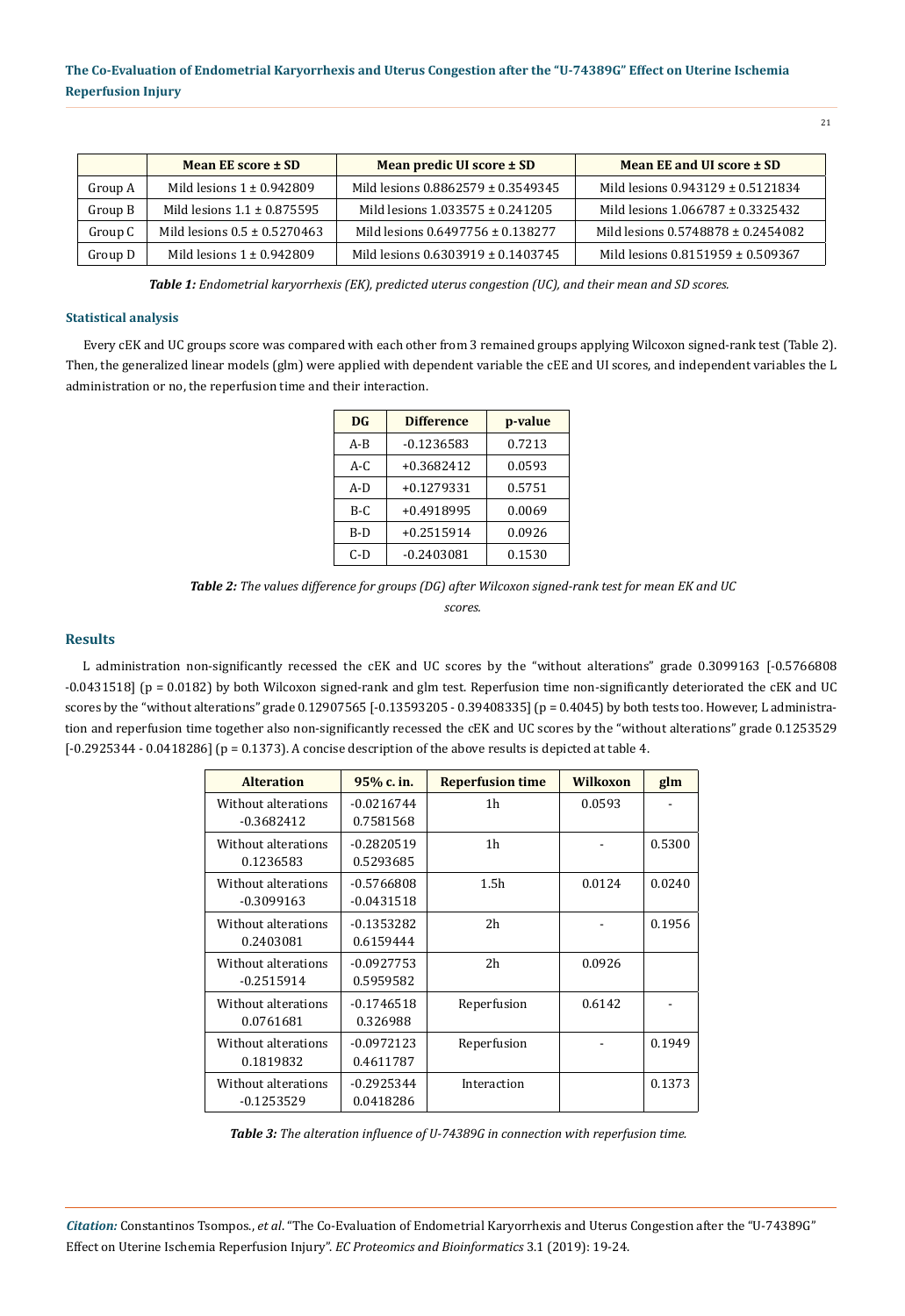|  | Mean EE score ± SD | Mean predic UI score ± SD | Mean EE and UI score ± SD |
|---|---|---|---|
| Group A | Mild lesions 1 ± 0.942809 | Mild lesions 0.8862579 ± 0.3549345 | Mild lesions 0.943129 ± 0.5121834 |
| Group B | Mild lesions 1.1 ± 0.875595 | Mild lesions 1.033575 ± 0.241205 | Mild lesions 1.066787 ± 0.3325432 |
| Group C | Mild lesions 0.5 ± 0.5270463 | Mild lesions 0.6497756 ± 0.138277 | Mild lesions 0.5748878 ± 0.2454082 |
| Group D | Mild lesions 1 ± 0.942809 | Mild lesions 0.6303919 ± 0.1403745 | Mild lesions 0.8151959 ± 0.509367 |

***Table 1:** Endometrial karyorrhexis (EK), predicted uterus congestion (UC), and their mean and SD scores.*

### Statistical analysis

Every cEK and UC groups score was compared with each other from 3 remained groups applying Wilcoxon signed-rank test (Table 2). Then, the generalized linear models (glm) were applied with dependent variable the cEE and UI scores, and independent variables the L administration or no, the reperfusion time and their interaction.

| DG | Difference | p-value |
|---|---|---|
| A-B | -0.1236583 | 0.7213 |
| A-C | +0.3682412 | 0.0593 |
| A-D | +0.1279331 | 0.5751 |
| B-C | +0.4918995 | 0.0069 |
| B-D | +0.2515914 | 0.0926 |
| C-D | -0.2403081 | 0.1530 |

***Table 2:** The values difference for groups (DG) after Wilcoxon signed-rank test for mean EK and UC scores.*

## Results

L administration non-significantly recessed the cEK and UC scores by the "without alterations" grade 0.3099163 [-0.5766808 -0.0431518] ($p = 0.0182$) by both Wilcoxon signed-rank and glm test. Reperfusion time non-significantly deteriorated the cEK and UC scores by the "without alterations" grade 0.12907565 [-0.13593205 - 0.39408335] ($p = 0.4045$) by both tests too. However, L administration and reperfusion time together also non-significantly recessed the cEK and UC scores by the "without alterations" grade 0.1253529 [-0.2925344 - 0.0418286] ($p = 0.1373$). A concise description of the above results is depicted at table 4.

| Alteration | 95% c. in. | Reperfusion time | Wilkoxon | glm |
|---|---|---|---|---|
| Without alterations -0.3682412 | -0.0216744 0.7581568 | 1h | 0.0593 | - |
| Without alterations 0.1236583 | -0.2820519 0.5293685 | 1h | - | 0.5300 |
| Without alterations -0.3099163 | -0.5766808 -0.0431518 | 1.5h | 0.0124 | 0.0240 |
| Without alterations 0.2403081 | -0.1353282 0.6159444 | 2h | - | 0.1956 |
| Without alterations -0.2515914 | -0.0927753 0.5959582 | 2h | 0.0926 |  |
| Without alterations 0.0761681 | -0.1746518 0.326988 | Reperfusion | 0.6142 | - |
| Without alterations 0.1819832 | -0.0972123 0.4611787 | Reperfusion | - | 0.1949 |
| Without alterations -0.1253529 | -0.2925344 0.0418286 | Interaction |  | 0.1373 |

***Table 3:** The alteration influence of U-74389G in connection with reperfusion time.*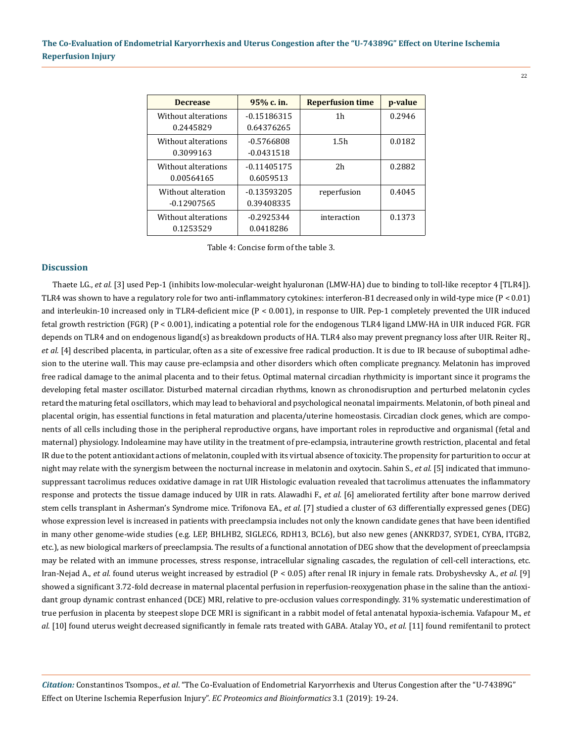| Decrease | 95% c. in. | Reperfusion time | p-value |
|---|---|---|---|
| Without alterations 0.2445829 | -0.15186315 0.64376265 | 1h | 0.2946 |
| Without alterations 0.3099163 | -0.5766808 -0.0431518 | 1.5h | 0.0182 |
| Without alterations 0.00564165 | -0.11405175 0.6059513 | 2h | 0.2882 |
| Without alteration -0.12907565 | -0.13593205 0.39408335 | reperfusion | 0.4045 |
| Without alterations 0.1253529 | -0.2925344 0.0418286 | interaction | 0.1373 |

Table 4: Concise form of the table 3.

## Discussion

Thaete LG., *et al.* [3] used Pep-1 (inhibits low-molecular-weight hyaluronan (LMW-HA) due to binding to toll-like receptor 4 [TLR4]). TLR4 was shown to have a regulatory role for two anti-inflammatory cytokines: interferon-B1 decreased only in wild-type mice ($P < 0.01$) and interleukin-10 increased only in TLR4-deficient mice ($P < 0.001$), in response to UIR. Pep-1 completely prevented the UIR induced fetal growth restriction (FGR) ($P < 0.001$), indicating a potential role for the endogenous TLR4 ligand LMW-HA in UIR induced FGR. FGR depends on TLR4 and on endogenous ligand(s) as breakdown products of HA. TLR4 also may prevent pregnancy loss after UIR. Reiter RJ., *et al.* [4] described placenta, in particular, often as a site of excessive free radical production. It is due to IR because of suboptimal adhesion to the uterine wall. This may cause pre-eclampsia and other disorders which often complicate pregnancy. Melatonin has improved free radical damage to the animal placenta and to their fetus. Optimal maternal circadian rhythmicity is important since it programs the developing fetal master oscillator. Disturbed maternal circadian rhythms, known as chronodisruption and perturbed melatonin cycles retard the maturing fetal oscillators, which may lead to behavioral and psychological neonatal impairments. Melatonin, of both pineal and placental origin, has essential functions in fetal maturation and placenta/uterine homeostasis. Circadian clock genes, which are components of all cells including those in the peripheral reproductive organs, have important roles in reproductive and organismal (fetal and maternal) physiology. Indoleamine may have utility in the treatment of pre-eclampsia, intrauterine growth restriction, placental and fetal IR due to the potent antioxidant actions of melatonin, coupled with its virtual absence of toxicity. The propensity for parturition to occur at night may relate with the synergism between the nocturnal increase in melatonin and oxytocin. Sahin S., *et al.* [5] indicated that immunosuppressant tacrolimus reduces oxidative damage in rat UIR Histologic evaluation revealed that tacrolimus attenuates the inflammatory response and protects the tissue damage induced by UIR in rats. Alawadhi F., *et al.* [6] ameliorated fertility after bone marrow derived stem cells transplant in Asherman's Syndrome mice. Trifonova EA., *et al.* [7] studied a cluster of 63 differentially expressed genes (DEG) whose expression level is increased in patients with preeclampsia includes not only the known candidate genes that have been identified in many other genome-wide studies (e.g. LEP, BHLHB2, SIGLEC6, RDH13, BCL6), but also new genes (ANKRD37, SYDE1, CYBA, ITGB2, etc.), as new biological markers of preeclampsia. The results of a functional annotation of DEG show that the development of preeclampsia may be related with an immune processes, stress response, intracellular signaling cascades, the regulation of cell-cell interactions, etc. Iran-Nejad A., *et al.* found uterus weight increased by estradiol ($P < 0.05$) after renal IR injury in female rats. Drobyshevsky A., *et al.* [9] showed a significant 3.72-fold decrease in maternal placental perfusion in reperfusion-reoxygenation phase in the saline than the antioxidant group dynamic contrast enhanced (DCE) MRI, relative to pre-occlusion values correspondingly. 31% systematic underestimation of true perfusion in placenta by steepest slope DCE MRI is significant in a rabbit model of fetal antenatal hypoxia-ischemia. Vafapour M., *et al.* [10] found uterus weight decreased significantly in female rats treated with GABA. Atalay YO., *et al.* [11] found remifentanil to protect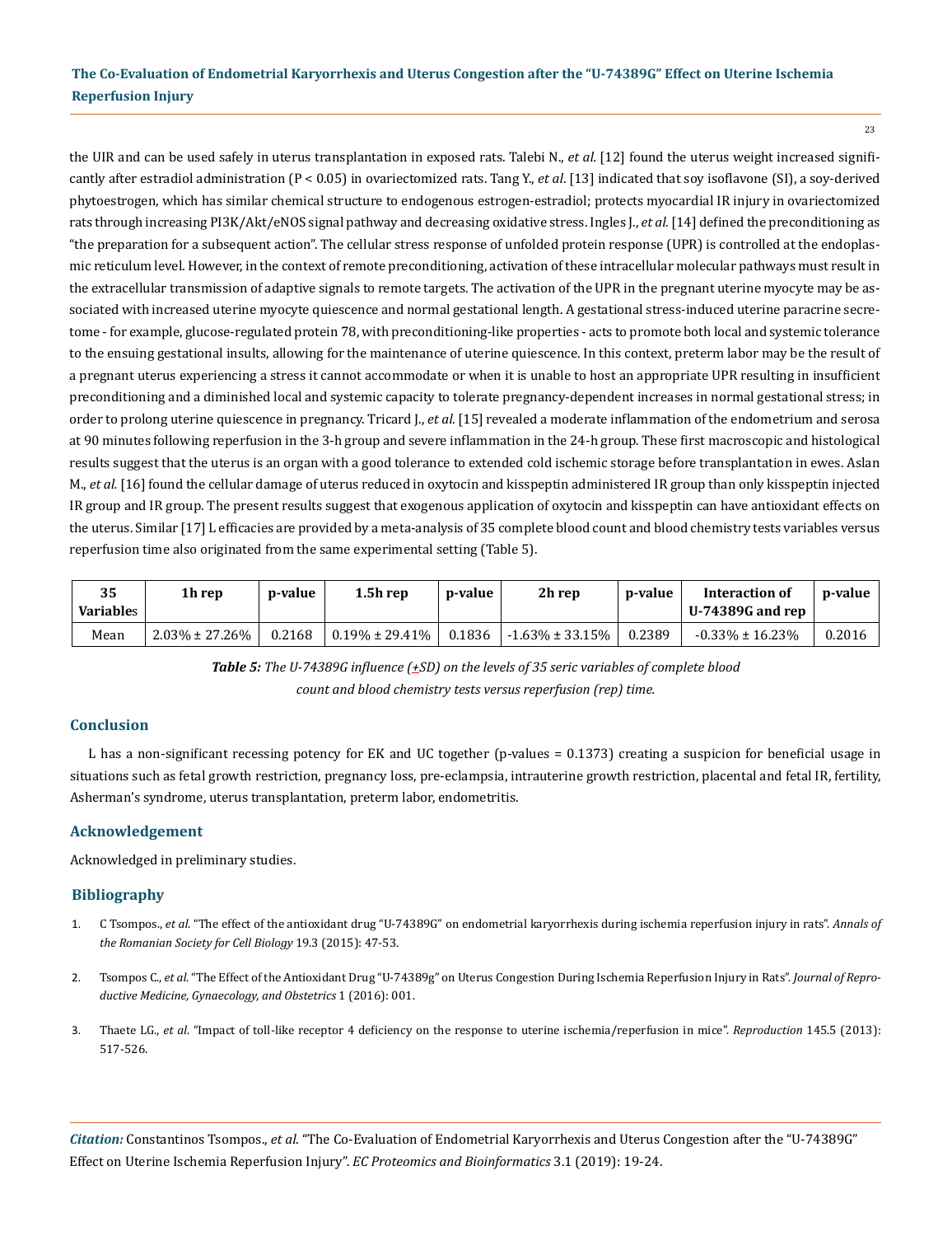the UIR and can be used safely in uterus transplantation in exposed rats. Talebi N., *et al*. [12] found the uterus weight increased significantly after estradiol administration (P < 0.05) in ovariectomized rats. Tang Y., *et al*. [13] indicated that soy isoflavone (SI), a soy-derived phytoestrogen, which has similar chemical structure to endogenous estrogen-estradiol; protects myocardial IR injury in ovariectomized rats through increasing PI3K/Akt/eNOS signal pathway and decreasing oxidative stress. Ingles J., *et al*. [14] defined the preconditioning as "the preparation for a subsequent action". The cellular stress response of unfolded protein response (UPR) is controlled at the endoplasmic reticulum level. However, in the context of remote preconditioning, activation of these intracellular molecular pathways must result in the extracellular transmission of adaptive signals to remote targets. The activation of the UPR in the pregnant uterine myocyte may be associated with increased uterine myocyte quiescence and normal gestational length. A gestational stress-induced uterine paracrine secretome - for example, glucose-regulated protein 78, with preconditioning-like properties - acts to promote both local and systemic tolerance to the ensuing gestational insults, allowing for the maintenance of uterine quiescence. In this context, preterm labor may be the result of a pregnant uterus experiencing a stress it cannot accommodate or when it is unable to host an appropriate UPR resulting in insufficient preconditioning and a diminished local and systemic capacity to tolerate pregnancy-dependent increases in normal gestational stress; in order to prolong uterine quiescence in pregnancy. Tricard J., *et al*. [15] revealed a moderate inflammation of the endometrium and serosa at 90 minutes following reperfusion in the 3-h group and severe inflammation in the 24-h group. These first macroscopic and histological results suggest that the uterus is an organ with a good tolerance to extended cold ischemic storage before transplantation in ewes. Aslan M., *et al*. [16] found the cellular damage of uterus reduced in oxytocin and kisspeptin administered IR group than only kisspeptin injected IR group and IR group. The present results suggest that exogenous application of oxytocin and kisspeptin can have antioxidant effects on the uterus. Similar [17] L efficacies are provided by a meta-analysis of 35 complete blood count and blood chemistry tests variables versus reperfusion time also originated from the same experimental setting (Table 5).

| 35 Variables | 1h rep | p-value | 1.5h rep | p-value | 2h rep | p-value | Interaction of U-74389G and rep | p-value |
|---|---|---|---|---|---|---|---|---|
| Mean | 2.03% ± 27.26% | 0.2168 | 0.19% ± 29.41% | 0.1836 | -1.63% ± 33.15% | 0.2389 | -0.33% ± 16.23% | 0.2016 |

***Table 5:*** *The U-74389G influence (+SD) on the levels of 35 seric variables of complete blood count and blood chemistry tests versus reperfusion (rep) time.*

## Conclusion

L has a non-significant recessing potency for EK and UC together (p-values = 0.1373) creating a suspicion for beneficial usage in situations such as fetal growth restriction, pregnancy loss, pre-eclampsia, intrauterine growth restriction, placental and fetal IR, fertility, Asherman's syndrome, uterus transplantation, preterm labor, endometritis.

## Acknowledgement

Acknowledged in preliminary studies.

## Bibliography

1. C Tsompos., *et al*. "The effect of the antioxidant drug "U-74389G" on endometrial karyorrhexis during ischemia reperfusion injury in rats". *Annals of the Romanian Society for Cell Biology* 19.3 (2015): 47-53.
2. Tsompos C., *et al*. "The Effect of the Antioxidant Drug "U-74389g" on Uterus Congestion During Ischemia Reperfusion Injury in Rats". *Journal of Reproductive Medicine, Gynaecology, and Obstetrics* 1 (2016): 001.
3. Thaete LG., *et al*. "Impact of toll-like receptor 4 deficiency on the response to uterine ischemia/reperfusion in mice". *Reproduction* 145.5 (2013): 517-526.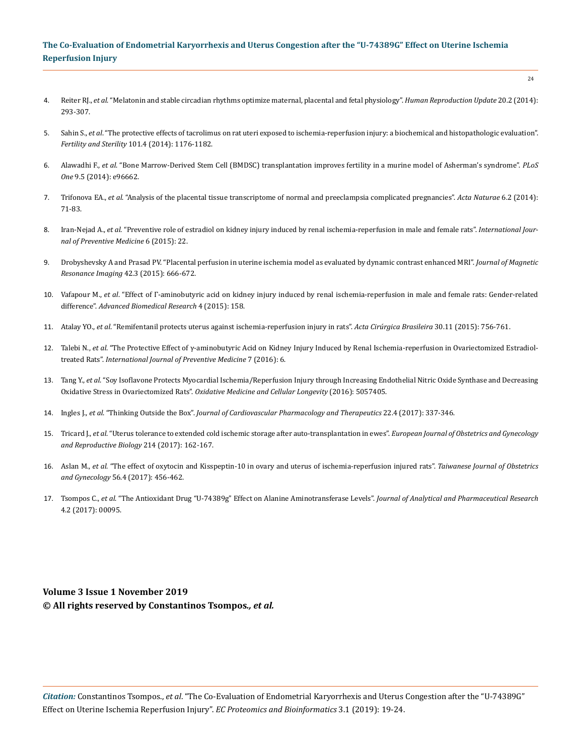4. Reiter RJ., *et al*. "Melatonin and stable circadian rhythms optimize maternal, placental and fetal physiology". *Human Reproduction Update* 20.2 (2014): 293-307.

5. Sahin S., *et al*. "The protective effects of tacrolimus on rat uteri exposed to ischemia-reperfusion injury: a biochemical and histopathologic evaluation". *Fertility and Sterility* 101.4 (2014): 1176-1182.

6. Alawadhi F., *et al*. "Bone Marrow-Derived Stem Cell (BMDSC) transplantation improves fertility in a murine model of Asherman's syndrome". *PLoS One* 9.5 (2014): e96662.

7. Trifonova EA., *et al*. "Analysis of the placental tissue transcriptome of normal and preeclampsia complicated pregnancies". *Acta Naturae* 6.2 (2014): 71-83.

8. Iran-Nejad A., *et al*. "Preventive role of estradiol on kidney injury induced by renal ischemia-reperfusion in male and female rats". *International Journal of Preventive Medicine* 6 (2015): 22.

9. Drobyshevsky A and Prasad PV. "Placental perfusion in uterine ischemia model as evaluated by dynamic contrast enhanced MRI". *Journal of Magnetic Resonance Imaging* 42.3 (2015): 666-672.

10. Vafapour M., *et al*. "Effect of Γ-aminobutyric acid on kidney injury induced by renal ischemia-reperfusion in male and female rats: Gender-related difference". *Advanced Biomedical Research* 4 (2015): 158.

11. Atalay YO., *et al*. "Remifentanil protects uterus against ischemia-reperfusion injury in rats". *Acta Cirúrgica Brasileira* 30.11 (2015): 756-761.

12. Talebi N., *et al*. "The Protective Effect of γ-aminobutyric Acid on Kidney Injury Induced by Renal Ischemia-reperfusion in Ovariectomized Estradiol-treated Rats". *International Journal of Preventive Medicine* 7 (2016): 6.

13. Tang Y., *et al*. "Soy Isoflavone Protects Myocardial Ischemia/Reperfusion Injury through Increasing Endothelial Nitric Oxide Synthase and Decreasing Oxidative Stress in Ovariectomized Rats". *Oxidative Medicine and Cellular Longevity* (2016): 5057405.

14. Ingles J., *et al*. "Thinking Outside the Box". *Journal of Cardiovascular Pharmacology and Therapeutics* 22.4 (2017): 337-346.

15. Tricard J., *et al*. "Uterus tolerance to extended cold ischemic storage after auto-transplantation in ewes". *European Journal of Obstetrics and Gynecology and Reproductive Biology* 214 (2017): 162-167.

16. Aslan M., *et al*. "The effect of oxytocin and Kisspeptin-10 in ovary and uterus of ischemia-reperfusion injured rats". *Taiwanese Journal of Obstetrics and Gynecology* 56.4 (2017): 456-462.

17. Tsompos C., *et al*. "The Antioxidant Drug "U-74389g" Effect on Alanine Aminotransferase Levels". *Journal of Analytical and Pharmaceutical Research* 4.2 (2017): 00095.

**Volume 3 Issue 1 November 2019**
**© All rights reserved by Constantinos Tsompos., *et al.***